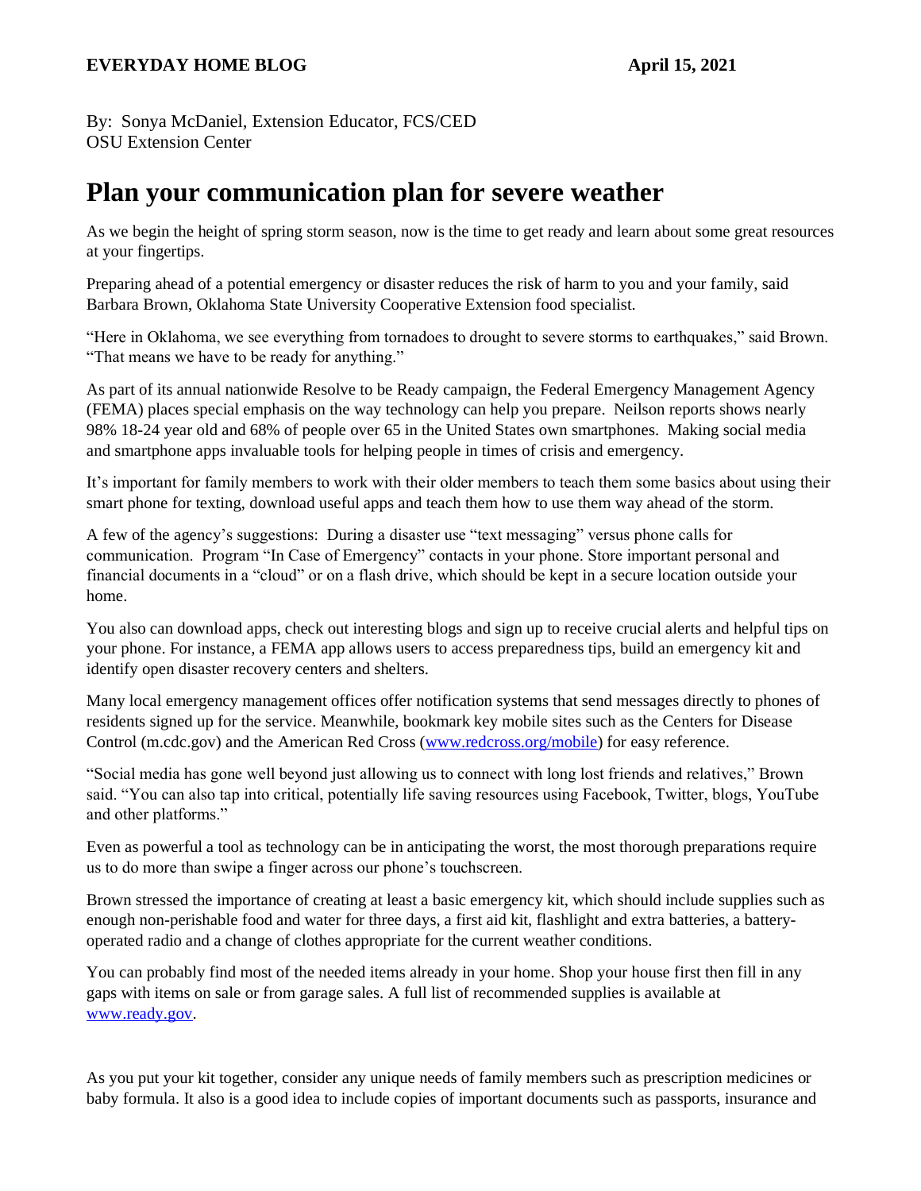**EVERYDAY HOME BLOG** **April 15, 2021**

By: Sonya McDaniel, Extension Educator, FCS/CED
OSU Extension Center

# Plan your communication plan for severe weather

As we begin the height of spring storm season, now is the time to get ready and learn about some great resources at your fingertips.

Preparing ahead of a potential emergency or disaster reduces the risk of harm to you and your family, said Barbara Brown, Oklahoma State University Cooperative Extension food specialist.

"Here in Oklahoma, we see everything from tornadoes to drought to severe storms to earthquakes," said Brown. "That means we have to be ready for anything."

As part of its annual nationwide Resolve to be Ready campaign, the Federal Emergency Management Agency (FEMA) places special emphasis on the way technology can help you prepare. Neilson reports shows nearly 98% 18-24 year old and 68% of people over 65 in the United States own smartphones. Making social media and smartphone apps invaluable tools for helping people in times of crisis and emergency.

It's important for family members to work with their older members to teach them some basics about using their smart phone for texting, download useful apps and teach them how to use them way ahead of the storm.

A few of the agency's suggestions: During a disaster use "text messaging" versus phone calls for communication. Program "In Case of Emergency" contacts in your phone. Store important personal and financial documents in a "cloud" or on a flash drive, which should be kept in a secure location outside your home.

You also can download apps, check out interesting blogs and sign up to receive crucial alerts and helpful tips on your phone. For instance, a FEMA app allows users to access preparedness tips, build an emergency kit and identify open disaster recovery centers and shelters.

Many local emergency management offices offer notification systems that send messages directly to phones of residents signed up for the service. Meanwhile, bookmark key mobile sites such as the Centers for Disease Control (m.cdc.gov) and the American Red Cross ([www.redcross.org/mobile](www.redcross.org/mobile)) for easy reference.

"Social media has gone well beyond just allowing us to connect with long lost friends and relatives," Brown said. "You can also tap into critical, potentially life saving resources using Facebook, Twitter, blogs, YouTube and other platforms."

Even as powerful a tool as technology can be in anticipating the worst, the most thorough preparations require us to do more than swipe a finger across our phone's touchscreen.

Brown stressed the importance of creating at least a basic emergency kit, which should include supplies such as enough non-perishable food and water for three days, a first aid kit, flashlight and extra batteries, a battery-operated radio and a change of clothes appropriate for the current weather conditions.

You can probably find most of the needed items already in your home. Shop your house first then fill in any gaps with items on sale or from garage sales. A full list of recommended supplies is available at [www.ready.gov](www.ready.gov).

As you put your kit together, consider any unique needs of family members such as prescription medicines or baby formula. It also is a good idea to include copies of important documents such as passports, insurance and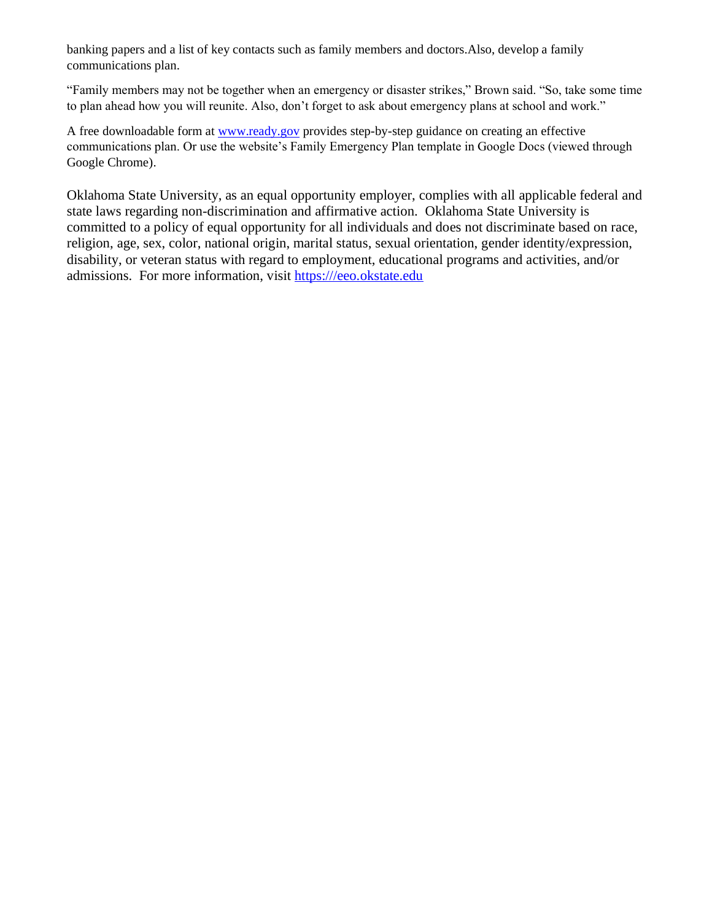banking papers and a list of key contacts such as family members and doctors.Also, develop a family communications plan.

"Family members may not be together when an emergency or disaster strikes," Brown said. "So, take some time to plan ahead how you will reunite. Also, don't forget to ask about emergency plans at school and work."

A free downloadable form at [www.ready.gov](www.ready.gov) provides step-by-step guidance on creating an effective communications plan. Or use the website's Family Emergency Plan template in Google Docs (viewed through Google Chrome).

Oklahoma State University, as an equal opportunity employer, complies with all applicable federal and state laws regarding non-discrimination and affirmative action. Oklahoma State University is committed to a policy of equal opportunity for all individuals and does not discriminate based on race, religion, age, sex, color, national origin, marital status, sexual orientation, gender identity/expression, disability, or veteran status with regard to employment, educational programs and activities, and/or admissions. For more information, visit [https:///eeo.okstate.edu](https:///eeo.okstate.edu)